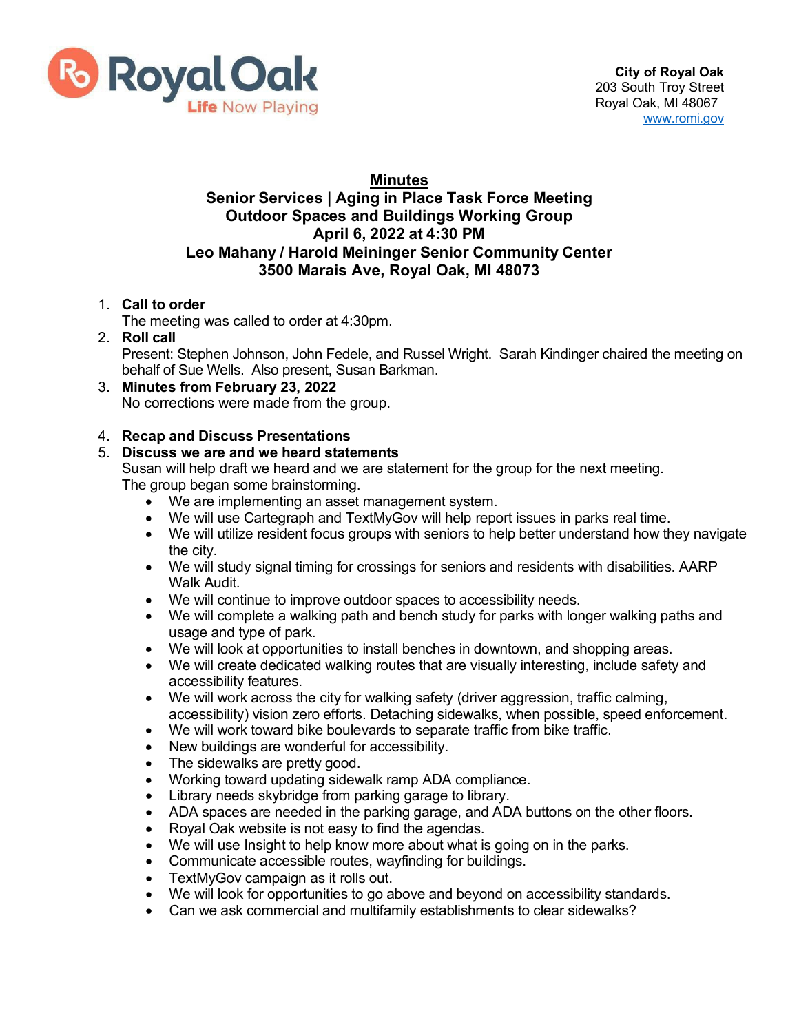Royal Oak
Life Now Playing

**City of Royal Oak**
203 South Troy Street
Royal Oak, MI 48067
www.romi.gov

# Minutes

## Senior Services | Aging in Place Task Force Meeting
## Outdoor Spaces and Buildings Working Group
## April 6, 2022 at 4:30 PM
## Leo Mahany / Harold Meininger Senior Community Center
## 3500 Marais Ave, Royal Oak, MI 48073

1. **Call to order**
   The meeting was called to order at 4:30pm.
2. **Roll call**
   Present: Stephen Johnson, John Fedele, and Russel Wright. Sarah Kindinger chaired the meeting on behalf of Sue Wells. Also present, Susan Barkman.
3. **Minutes from February 23, 2022**
   No corrections were made from the group.
4. **Recap and Discuss Presentations**
5. **Discuss we are and we heard statements**
   Susan will help draft we heard and we are statement for the group for the next meeting.
   The group began some brainstorming.
   - We are implementing an asset management system.
   - We will use Cartegraph and TextMyGov will help report issues in parks real time.
   - We will utilize resident focus groups with seniors to help better understand how they navigate the city.
   - We will study signal timing for crossings for seniors and residents with disabilities. AARP Walk Audit.
   - We will continue to improve outdoor spaces to accessibility needs.
   - We will complete a walking path and bench study for parks with longer walking paths and usage and type of park.
   - We will look at opportunities to install benches in downtown, and shopping areas.
   - We will create dedicated walking routes that are visually interesting, include safety and accessibility features.
   - We will work across the city for walking safety (driver aggression, traffic calming, accessibility) vision zero efforts. Detaching sidewalks, when possible, speed enforcement.
   - We will work toward bike boulevards to separate traffic from bike traffic.
   - New buildings are wonderful for accessibility.
   - The sidewalks are pretty good.
   - Working toward updating sidewalk ramp ADA compliance.
   - Library needs skybridge from parking garage to library.
   - ADA spaces are needed in the parking garage, and ADA buttons on the other floors.
   - Royal Oak website is not easy to find the agendas.
   - We will use Insight to help know more about what is going on in the parks.
   - Communicate accessible routes, wayfinding for buildings.
   - TextMyGov campaign as it rolls out.
   - We will look for opportunities to go above and beyond on accessibility standards.
   - Can we ask commercial and multifamily establishments to clear sidewalks?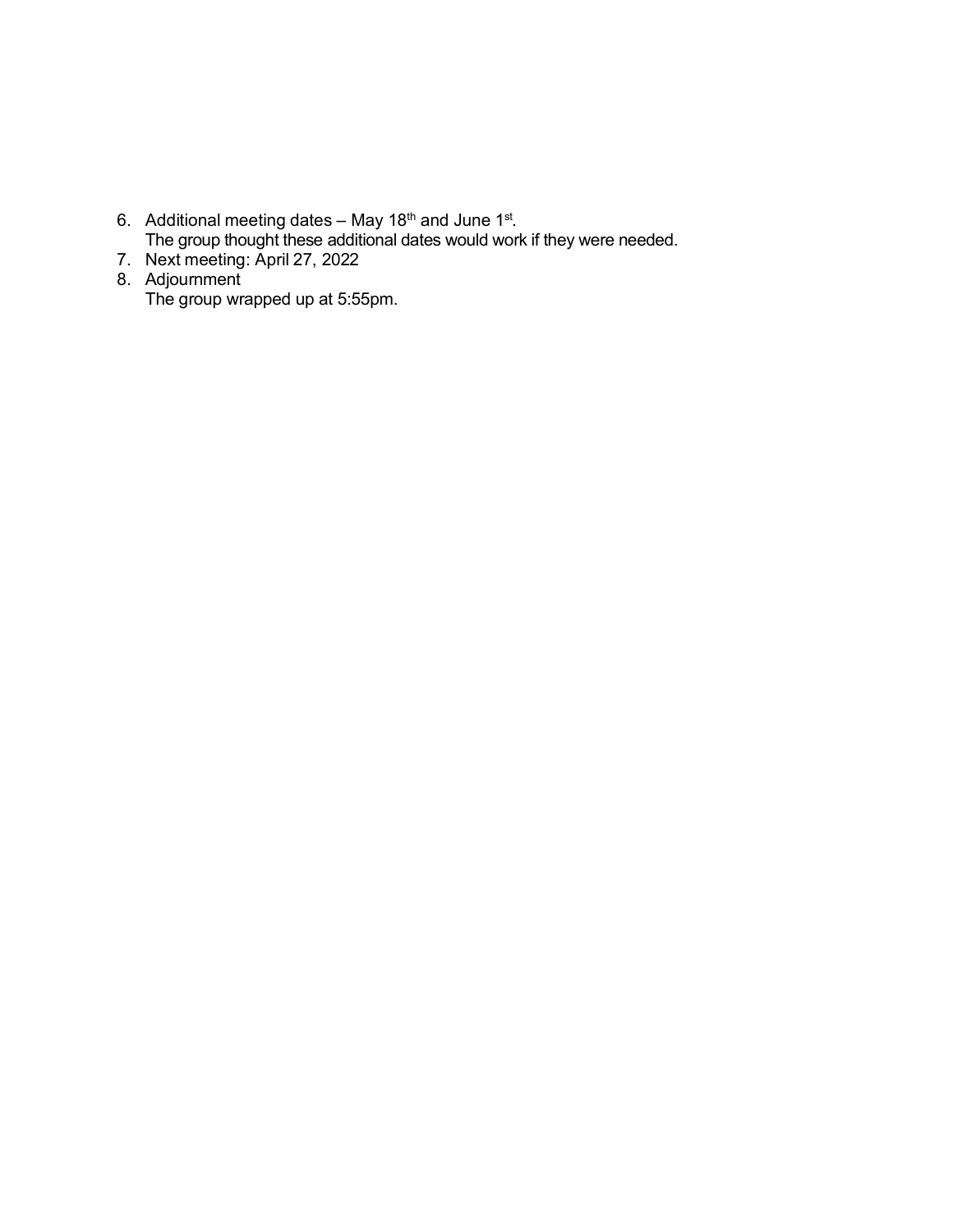6. Additional meeting dates – May 18th and June 1st.
   The group thought these additional dates would work if they were needed.
7. Next meeting: April 27, 2022
8. Adjournment
   The group wrapped up at 5:55pm.